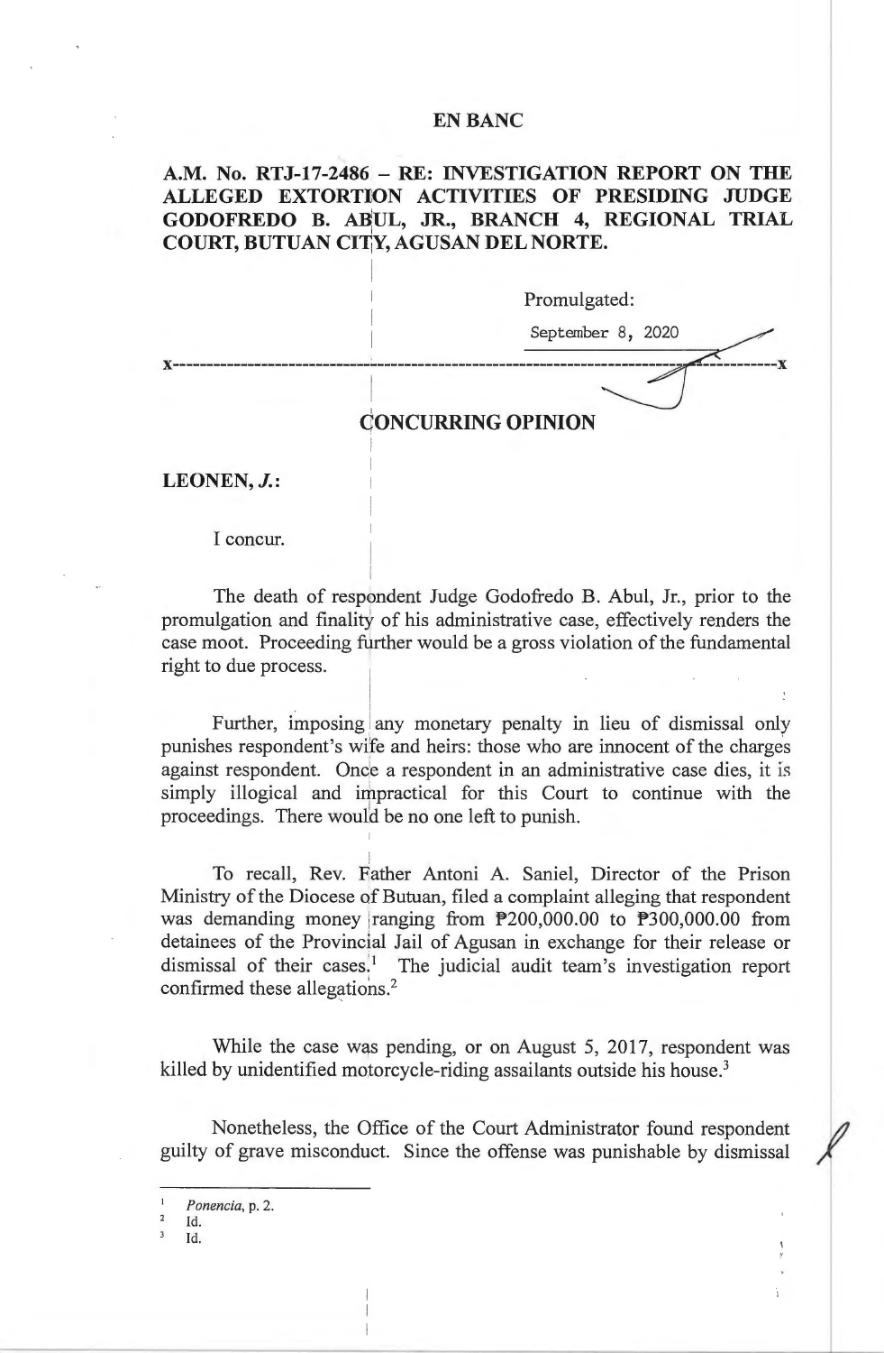**EN BANC**

**A.M. No. RTJ-17-2486 – RE: INVESTIGATION REPORT ON THE ALLEGED EXTORTION ACTIVITIES OF PRESIDING JUDGE GODOFREDO B. ABUL, JR., BRANCH 4, REGIONAL TRIAL COURT, BUTUAN CITY, AGUSAN DEL NORTE.**

Promulgated:

September 8, 2020

x-----------------------------------------------------------------------------------------x

**CONCURRING OPINION**

**LEONEN, *J.*:**

I concur.

The death of respondent Judge Godofredo B. Abul, Jr., prior to the promulgation and finality of his administrative case, effectively renders the case moot. Proceeding further would be a gross violation of the fundamental right to due process.

Further, imposing any monetary penalty in lieu of dismissal only punishes respondent's wife and heirs: those who are innocent of the charges against respondent. Once a respondent in an administrative case dies, it is simply illogical and impractical for this Court to continue with the proceedings. There would be no one left to punish.

To recall, Rev. Father Antoni A. Saniel, Director of the Prison Ministry of the Diocese of Butuan, filed a complaint alleging that respondent was demanding money ranging from ₱200,000.00 to ₱300,000.00 from detainees of the Provincial Jail of Agusan in exchange for their release or dismissal of their cases.[1] The judicial audit team's investigation report confirmed these allegations.[2]

While the case was pending, or on August 5, 2017, respondent was killed by unidentified motorcycle-riding assailants outside his house.[3]

Nonetheless, the Office of the Court Administrator found respondent guilty of grave misconduct. Since the offense was punishable by dismissal

---

[1] *Ponencia*, p. 2.

[2] Id.

[3] Id.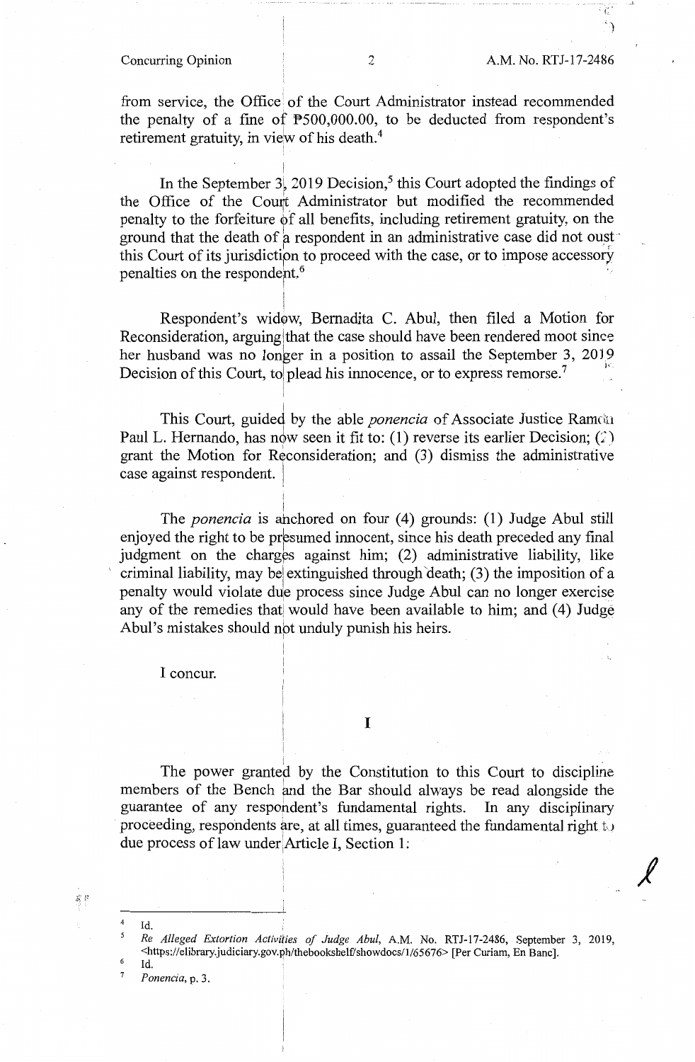from service, the Office of the Court Administrator instead recommended the penalty of a fine of ₱500,000.00, to be deducted from respondent's retirement gratuity, in view of his death.[4]

In the September 3, 2019 Decision,[5] this Court adopted the findings of the Office of the Court Administrator but modified the recommended penalty to the forfeiture of all benefits, including retirement gratuity, on the ground that the death of a respondent in an administrative case did not oust this Court of its jurisdiction to proceed with the case, or to impose accessory penalties on the respondent.[6]

Respondent's widow, Bernadita C. Abul, then filed a Motion for Reconsideration, arguing that the case should have been rendered moot since her husband was no longer in a position to assail the September 3, 2019 Decision of this Court, to plead his innocence, or to express remorse.[7]

This Court, guided by the able *ponencia* of Associate Justice Ramon Paul L. Hernando, has now seen it fit to: (1) reverse its earlier Decision; (2) grant the Motion for Reconsideration; and (3) dismiss the administrative case against respondent.

The *ponencia* is anchored on four (4) grounds: (1) Judge Abul still enjoyed the right to be presumed innocent, since his death preceded any final judgment on the charges against him; (2) administrative liability, like criminal liability, may be extinguished through death; (3) the imposition of a penalty would violate due process since Judge Abul can no longer exercise any of the remedies that would have been available to him; and (4) Judge Abul's mistakes should not unduly punish his heirs.

I concur.

## I

The power granted by the Constitution to this Court to discipline members of the Bench and the Bar should always be read alongside the guarantee of any respondent's fundamental rights. In any disciplinary proceeding, respondents are, at all times, guaranteed the fundamental right to due process of law under Article I, Section 1:

---

[4] Id.

[5] *Re Alleged Extortion Activities of Judge Abul*, A.M. No. RTJ-17-2486, September 3, 2019, <https://elibrary.judiciary.gov.ph/thebookshelf/showdocs/1/65676> [Per Curiam, En Banc].

[6] Id.

[7] *Ponencia*, p. 3.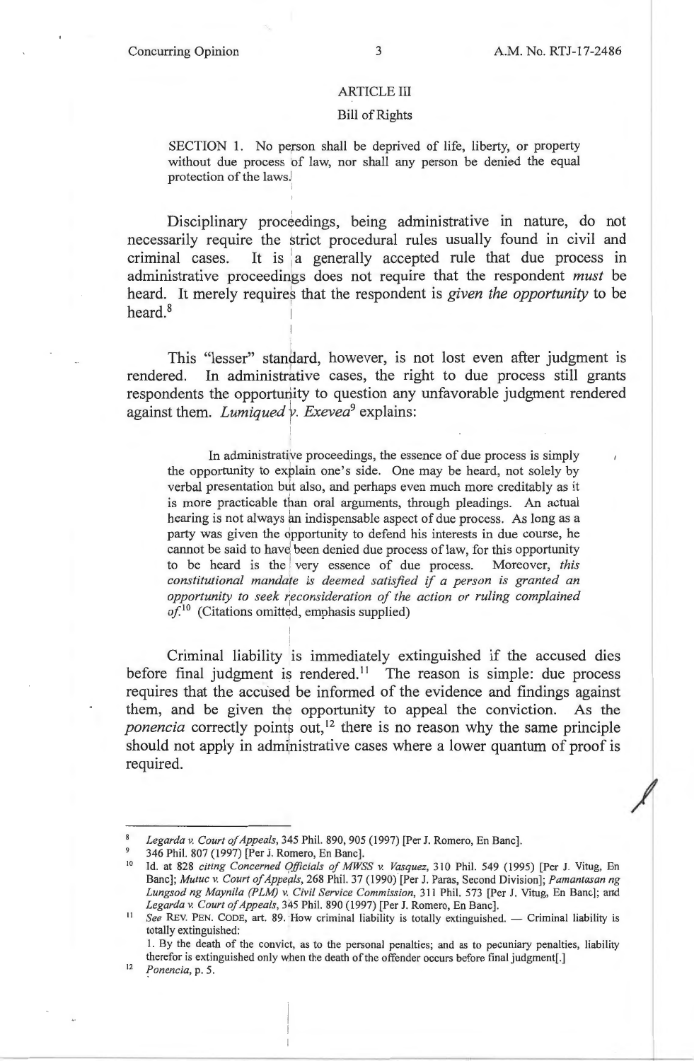ARTICLE III

Bill of Rights

> SECTION 1. No person shall be deprived of life, liberty, or property without due process of law, nor shall any person be denied the equal protection of the laws.

Disciplinary proceedings, being administrative in nature, do not necessarily require the strict procedural rules usually found in civil and criminal cases. It is a generally accepted rule that due process in administrative proceedings does not require that the respondent *must* be heard. It merely requires that the respondent is *given the opportunity* to be heard.[8]

This "lesser" standard, however, is not lost even after judgment is rendered. In administrative cases, the right to due process still grants respondents the opportunity to question any unfavorable judgment rendered against them. *Lumiqued v. Exevea*[9] explains:

> In administrative proceedings, the essence of due process is simply the opportunity to explain one's side. One may be heard, not solely by verbal presentation but also, and perhaps even much more creditably as it is more practicable than oral arguments, through pleadings. An actual hearing is not always an indispensable aspect of due process. As long as a party was given the opportunity to defend his interests in due course, he cannot be said to have been denied due process of law, for this opportunity to be heard is the very essence of due process. Moreover, *this constitutional mandate is deemed satisfied if a person is granted an opportunity to seek reconsideration of the action or ruling complained of.*[10] (Citations omitted, emphasis supplied)

Criminal liability is immediately extinguished if the accused dies before final judgment is rendered.[11] The reason is simple: due process requires that the accused be informed of the evidence and findings against them, and be given the opportunity to appeal the conviction. As the *ponencia* correctly points out,[12] there is no reason why the same principle should not apply in administrative cases where a lower quantum of proof is required.

---

[8] *Legarda v. Court of Appeals*, 345 Phil. 890, 905 (1997) [Per J. Romero, En Banc].

[9] 346 Phil. 807 (1997) [Per J. Romero, En Banc].

[10] Id. at 828 *citing Concerned Officials of MWSS v. Vasquez*, 310 Phil. 549 (1995) [Per J. Vitug, En Banc]; *Mutuc v. Court of Appeals*, 268 Phil. 37 (1990) [Per J. Paras, Second Division]; *Pamantasan ng Lungsod ng Maynila (PLM) v. Civil Service Commission*, 311 Phil. 573 [Per J. Vitug, En Banc]; and *Legarda v. Court of Appeals*, 345 Phil. 890 (1997) [Per J. Romero, En Banc].

[11] *See* REV. PEN. CODE, art. 89. How criminal liability is totally extinguished. — Criminal liability is totally extinguished:
1. By the death of the convict, as to the personal penalties; and as to pecuniary penalties, liability therefor is extinguished only when the death of the offender occurs before final judgment[.]

[12] *Ponencia*, p. 5.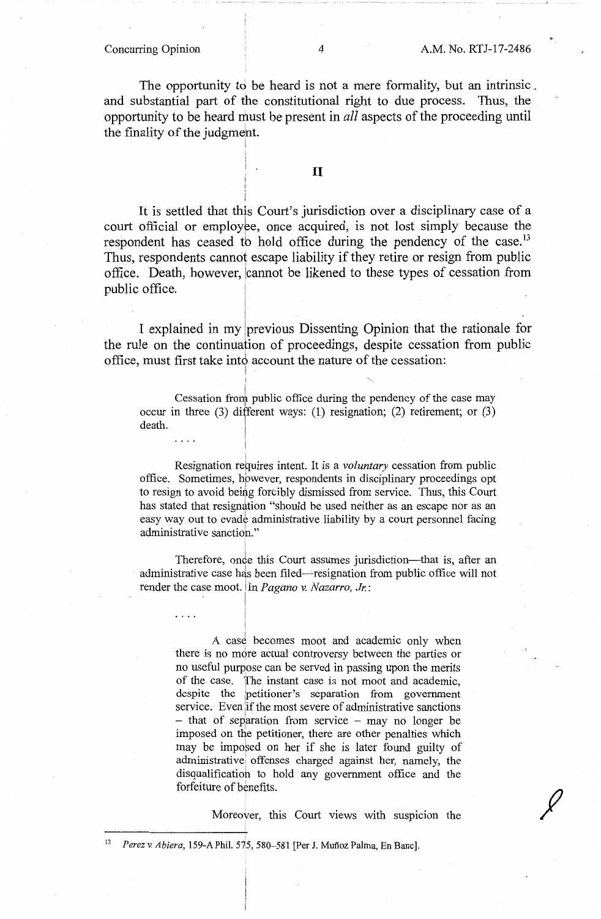The opportunity to be heard is not a mere formality, but an intrinsic and substantial part of the constitutional right to due process. Thus, the opportunity to be heard must be present in *all* aspects of the proceeding until the finality of the judgment.

## II

It is settled that this Court's jurisdiction over a disciplinary case of a court official or employee, once acquired, is not lost simply because the respondent has ceased to hold office during the pendency of the case.[13] Thus, respondents cannot escape liability if they retire or resign from public office. Death, however, cannot be likened to these types of cessation from public office.

I explained in my previous Dissenting Opinion that the rationale for the rule on the continuation of proceedings, despite cessation from public office, must first take into account the nature of the cessation:

> Cessation from public office during the pendency of the case may occur in three (3) different ways: (1) resignation; (2) retirement; or (3) death.
>
> . . . .
>
> Resignation requires intent. It is a *voluntary* cessation from public office. Sometimes, however, respondents in disciplinary proceedings opt to resign to avoid being forcibly dismissed from service. Thus, this Court has stated that resignation "should be used neither as an escape nor as an easy way out to evade administrative liability by a court personnel facing administrative sanction."
>
> Therefore, once this Court assumes jurisdiction—that is, after an administrative case has been filed—resignation from public office will not render the case moot. In *Pagano v. Nazarro, Jr.*:
>
> . . . .
>
>> A case becomes moot and academic only when there is no more actual controversy between the parties or no useful purpose can be served in passing upon the merits of the case. The instant case is not moot and academic, despite the petitioner's separation from government service. Even if the most severe of administrative sanctions – that of separation from service – may no longer be imposed on the petitioner, there are other penalties which may be imposed on her if she is later found guilty of administrative offenses charged against her, namely, the disqualification to hold any government office and the forfeiture of benefits.
>>
>> Moreover, this Court views with suspicion the

---

[13] *Perez v. Abiera*, 159-A Phil. 575, 580–581 [Per J. Muñoz Palma, En Banc].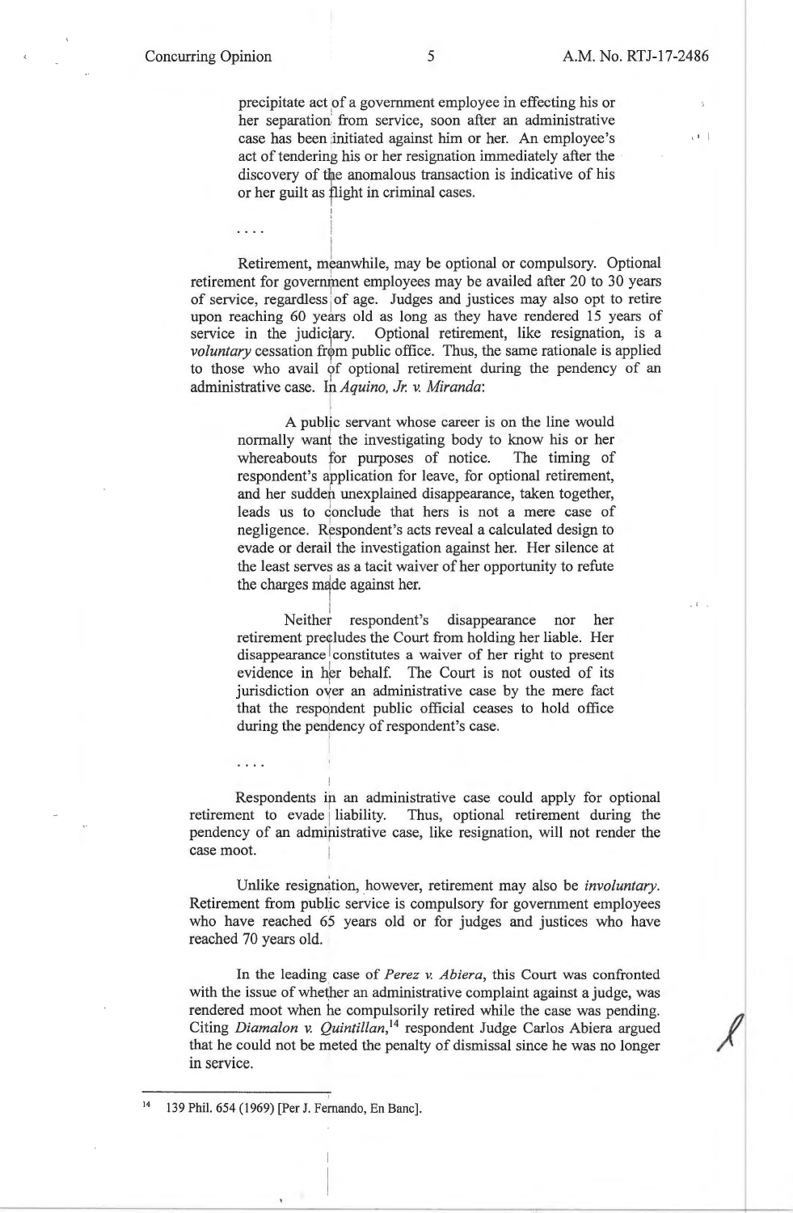> precipitate act of a government employee in effecting his or her separation from service, soon after an administrative case has been initiated against him or her. An employee's act of tendering his or her resignation immediately after the discovery of the anomalous transaction is indicative of his or her guilt as flight in criminal cases.

....

Retirement, meanwhile, may be optional or compulsory. Optional retirement for government employees may be availed after 20 to 30 years of service, regardless of age. Judges and justices may also opt to retire upon reaching 60 years old as long as they have rendered 15 years of service in the judiciary. Optional retirement, like resignation, is a *voluntary* cessation from public office. Thus, the same rationale is applied to those who avail of optional retirement during the pendency of an administrative case. In *Aquino, Jr. v. Miranda*:

> A public servant whose career is on the line would normally want the investigating body to know his or her whereabouts for purposes of notice. The timing of respondent's application for leave, for optional retirement, and her sudden unexplained disappearance, taken together, leads us to conclude that hers is not a mere case of negligence. Respondent's acts reveal a calculated design to evade or derail the investigation against her. Her silence at the least serves as a tacit waiver of her opportunity to refute the charges made against her.
>
> Neither respondent's disappearance nor her retirement precludes the Court from holding her liable. Her disappearance constitutes a waiver of her right to present evidence in her behalf. The Court is not ousted of its jurisdiction over an administrative case by the mere fact that the respondent public official ceases to hold office during the pendency of respondent's case.

....

Respondents in an administrative case could apply for optional retirement to evade liability. Thus, optional retirement during the pendency of an administrative case, like resignation, will not render the case moot.

Unlike resignation, however, retirement may also be *involuntary*. Retirement from public service is compulsory for government employees who have reached 65 years old or for judges and justices who have reached 70 years old.

In the leading case of *Perez v. Abiera*, this Court was confronted with the issue of whether an administrative complaint against a judge, was rendered moot when he compulsorily retired while the case was pending. Citing *Diamalon v. Quintillan*,[14] respondent Judge Carlos Abiera argued that he could not be meted the penalty of dismissal since he was no longer in service.

---

[14] 139 Phil. 654 (1969) [Per J. Fernando, En Banc].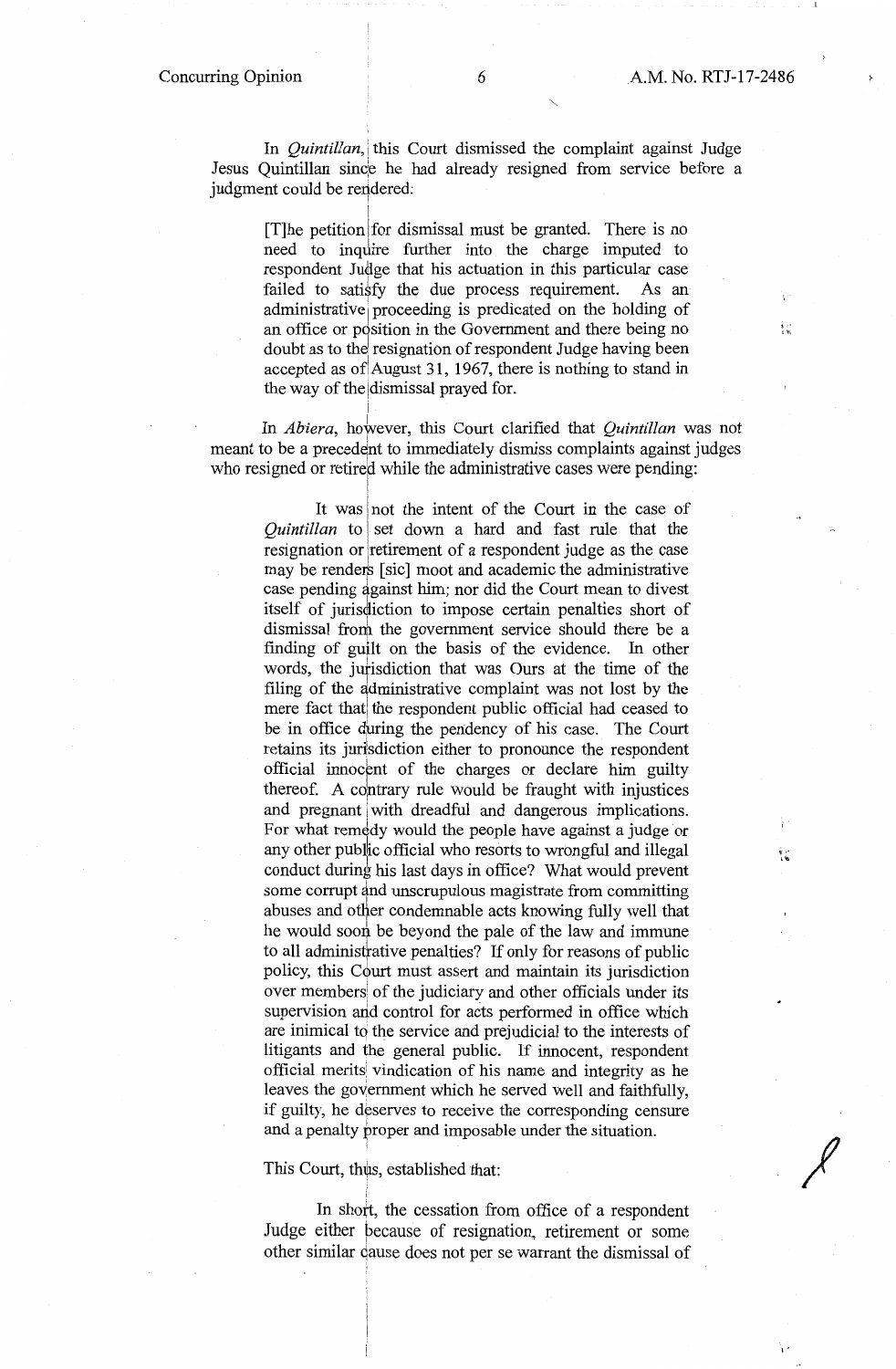In *Quintillan*, this Court dismissed the complaint against Judge Jesus Quintillan since he had already resigned from service before a judgment could be rendered:

> [T]he petition for dismissal must be granted. There is no need to inquire further into the charge imputed to respondent Judge that his actuation in this particular case failed to satisfy the due process requirement. As an administrative proceeding is predicated on the holding of an office or position in the Government and there being no doubt as to the resignation of respondent Judge having been accepted as of August 31, 1967, there is nothing to stand in the way of the dismissal prayed for.

In *Abiera*, however, this Court clarified that *Quintillan* was not meant to be a precedent to immediately dismiss complaints against judges who resigned or retired while the administrative cases were pending:

> It was not the intent of the Court in the case of *Quintillan* to set down a hard and fast rule that the resignation or retirement of a respondent judge as the case may be renders [sic] moot and academic the administrative case pending against him; nor did the Court mean to divest itself of jurisdiction to impose certain penalties short of dismissal from the government service should there be a finding of guilt on the basis of the evidence. In other words, the jurisdiction that was Ours at the time of the filing of the administrative complaint was not lost by the mere fact that the respondent public official had ceased to be in office during the pendency of his case. The Court retains its jurisdiction either to pronounce the respondent official innocent of the charges or declare him guilty thereof. A contrary rule would be fraught with injustices and pregnant with dreadful and dangerous implications. For what remedy would the people have against a judge or any other public official who resorts to wrongful and illegal conduct during his last days in office? What would prevent some corrupt and unscrupulous magistrate from committing abuses and other condemnable acts knowing fully well that he would soon be beyond the pale of the law and immune to all administrative penalties? If only for reasons of public policy, this Court must assert and maintain its jurisdiction over members of the judiciary and other officials under its supervision and control for acts performed in office which are inimical to the service and prejudicial to the interests of litigants and the general public. If innocent, respondent official merits vindication of his name and integrity as he leaves the government which he served well and faithfully, if guilty, he deserves to receive the corresponding censure and a penalty proper and imposable under the situation.

This Court, thus, established that:

> In short, the cessation from office of a respondent Judge either because of resignation, retirement or some other similar cause does not per se warrant the dismissal of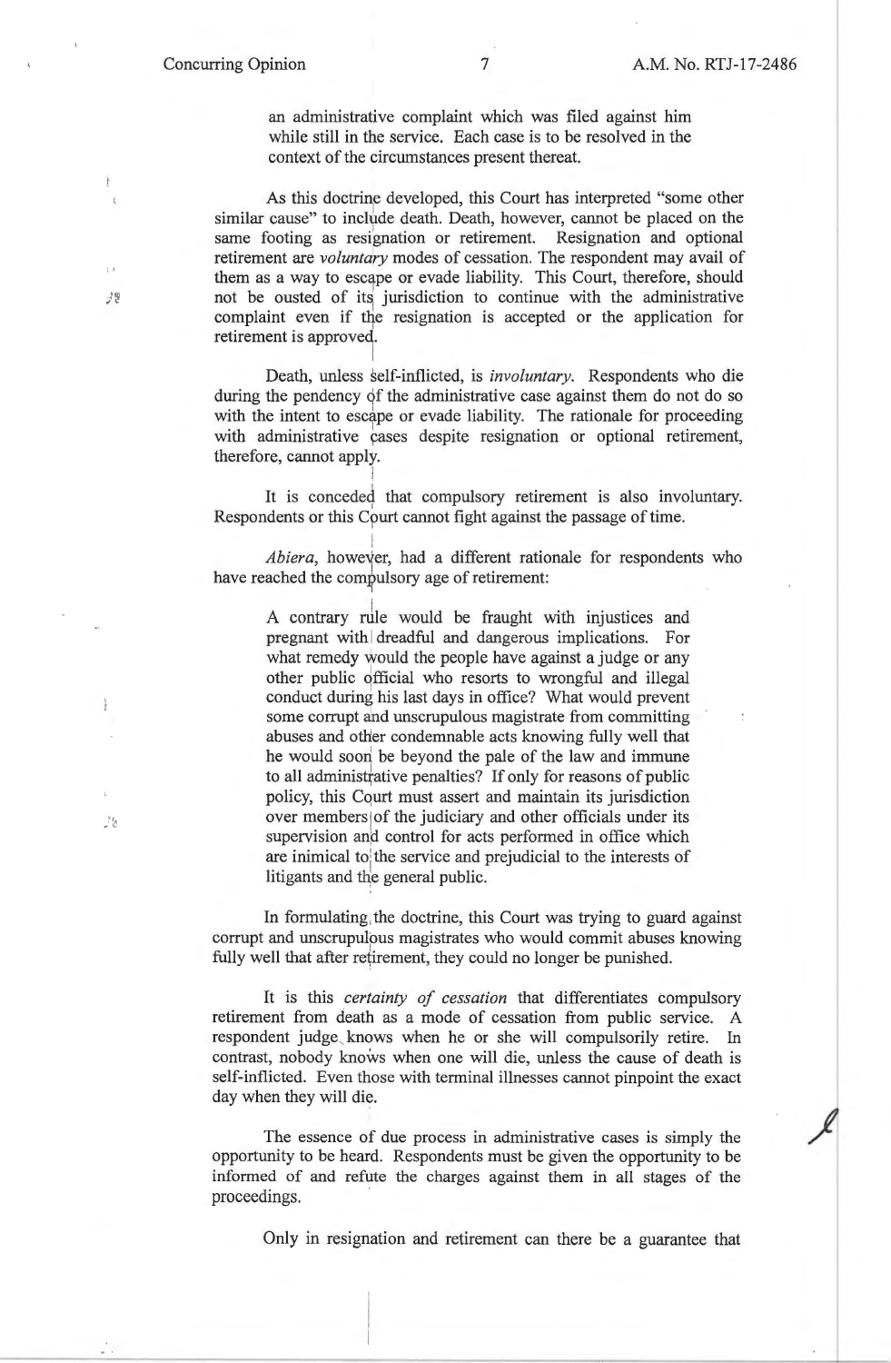> an administrative complaint which was filed against him while still in the service. Each case is to be resolved in the context of the circumstances present thereat.

As this doctrine developed, this Court has interpreted "some other similar cause" to include death. Death, however, cannot be placed on the same footing as resignation or retirement. Resignation and optional retirement are *voluntary* modes of cessation. The respondent may avail of them as a way to escape or evade liability. This Court, therefore, should not be ousted of its jurisdiction to continue with the administrative complaint even if the resignation is accepted or the application for retirement is approved.

Death, unless self-inflicted, is *involuntary*. Respondents who die during the pendency of the administrative case against them do not do so with the intent to escape or evade liability. The rationale for proceeding with administrative cases despite resignation or optional retirement, therefore, cannot apply.

It is conceded that compulsory retirement is also involuntary. Respondents or this Court cannot fight against the passage of time.

*Abiera*, however, had a different rationale for respondents who have reached the compulsory age of retirement:

> A contrary rule would be fraught with injustices and pregnant with dreadful and dangerous implications. For what remedy would the people have against a judge or any other public official who resorts to wrongful and illegal conduct during his last days in office? What would prevent some corrupt and unscrupulous magistrate from committing abuses and other condemnable acts knowing fully well that he would soon be beyond the pale of the law and immune to all administrative penalties? If only for reasons of public policy, this Court must assert and maintain its jurisdiction over members of the judiciary and other officials under its supervision and control for acts performed in office which are inimical to the service and prejudicial to the interests of litigants and the general public.

In formulating the doctrine, this Court was trying to guard against corrupt and unscrupulous magistrates who would commit abuses knowing fully well that after retirement, they could no longer be punished.

It is this *certainty of cessation* that differentiates compulsory retirement from death as a mode of cessation from public service. A respondent judge knows when he or she will compulsorily retire. In contrast, nobody knows when one will die, unless the cause of death is self-inflicted. Even those with terminal illnesses cannot pinpoint the exact day when they will die.

The essence of due process in administrative cases is simply the opportunity to be heard. Respondents must be given the opportunity to be informed of and refute the charges against them in all stages of the proceedings.

Only in resignation and retirement can there be a guarantee that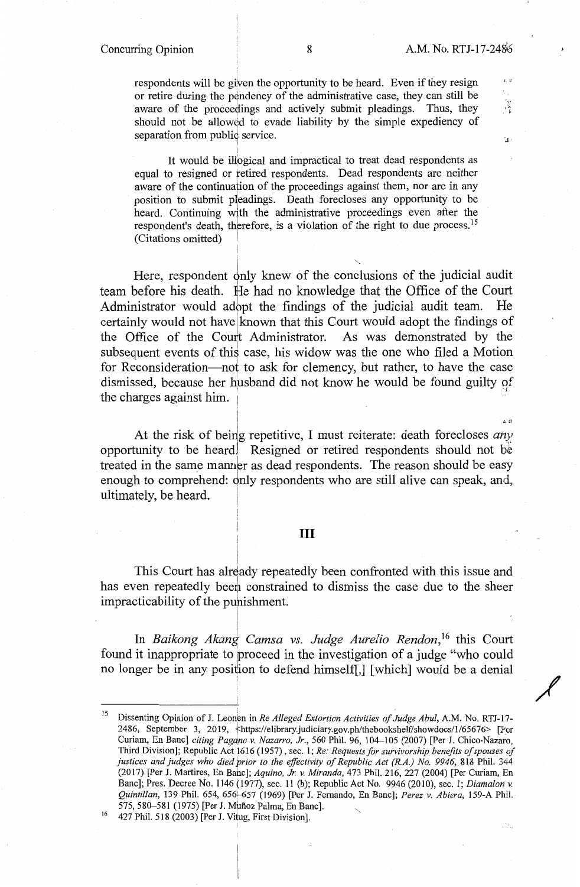> respondents will be given the opportunity to be heard. Even if they resign or retire during the pendency of the administrative case, they can still be aware of the proceedings and actively submit pleadings. Thus, they should not be allowed to evade liability by the simple expediency of separation from public service.
>
> It would be illogical and impractical to treat dead respondents as equal to resigned or retired respondents. Dead respondents are neither aware of the continuation of the proceedings against them, nor are in any position to submit pleadings. Death forecloses any opportunity to be heard. Continuing with the administrative proceedings even after the respondent's death, therefore, is a violation of the right to due process.[15] (Citations omitted)

Here, respondent only knew of the conclusions of the judicial audit team before his death. He had no knowledge that the Office of the Court Administrator would adopt the findings of the judicial audit team. He certainly would not have known that this Court would adopt the findings of the Office of the Court Administrator. As was demonstrated by the subsequent events of this case, his widow was the one who filed a Motion for Reconsideration—not to ask for clemency, but rather, to have the case dismissed, because her husband did not know he would be found guilty of the charges against him.

At the risk of being repetitive, I must reiterate: death forecloses *any* opportunity to be heard. Resigned or retired respondents should not be treated in the same manner as dead respondents. The reason should be easy enough to comprehend: only respondents who are still alive can speak, and, ultimately, be heard.

## III

This Court has already repeatedly been confronted with this issue and has even repeatedly been constrained to dismiss the case due to the sheer impracticability of the punishment.

In *Baikong Akang Camsa vs. Judge Aurelio Rendon*,[16] this Court found it inappropriate to proceed in the investigation of a judge "who could no longer be in any position to defend himself[,] [which] would be a denial

---

[15] Dissenting Opinion of J. Leonen in *Re Alleged Extortion Activities of Judge Abul*, A.M. No. RTJ-17-2486, September 3, 2019, <https://elibrary.judiciary.gov.ph/thebookshelf/showdocs/1/65676> [Per Curiam, En Banc] *citing Pagano v. Nazarro, Jr.*, 560 Phil. 96, 104–105 (2007) [Per J. Chico-Nazario, Third Division]; Republic Act 1616 (1957), sec. 1; *Re: Requests for survivorship benefits of spouses of justices and judges who died prior to the effectivity of Republic Act (R.A.) No. 9946*, 818 Phil. 344 (2017) [Per J. Martires, En Banc]; *Aquino, Jr. v. Miranda*, 473 Phil. 216, 227 (2004) [Per Curiam, En Banc]; Pres. Decree No. 1146 (1977), sec. 11 (b); Republic Act No. 9946 (2010), sec. 1; *Diamalon v. Quintillan*, 139 Phil. 654, 656–657 (1969) [Per J. Fernando, En Banc]; *Perez v. Abiera*, 159-A Phil. 575, 580–581 (1975) [Per J. Muñoz Palma, En Banc].

[16] 427 Phil. 518 (2003) [Per J. Vitug, First Division].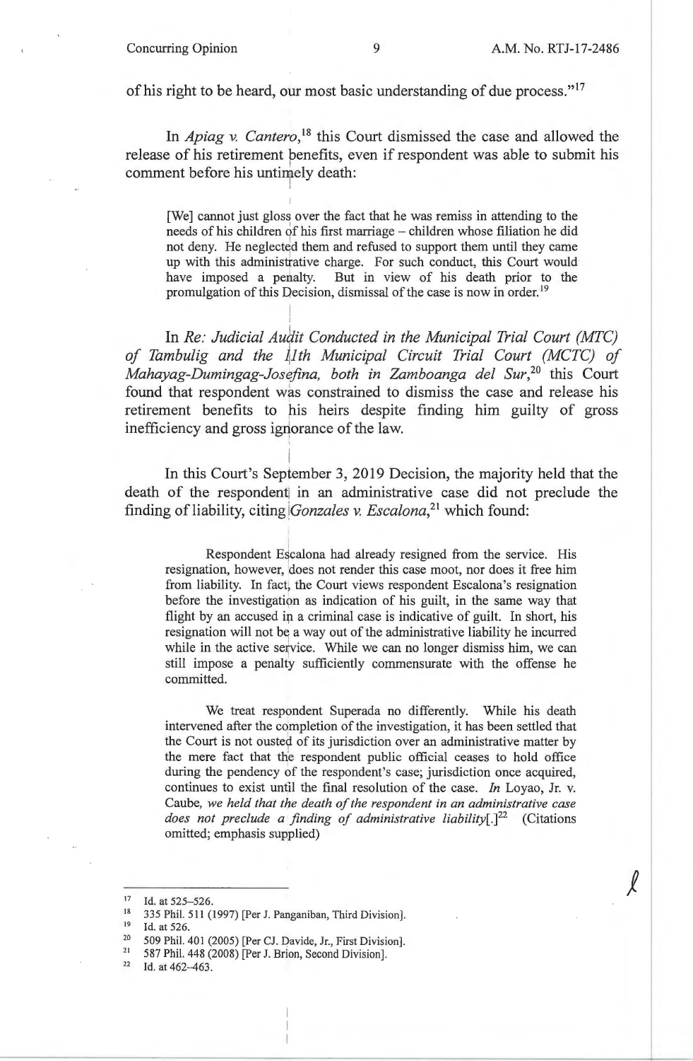of his right to be heard, our most basic understanding of due process."[17]

In *Apiag v. Cantero*,[18] this Court dismissed the case and allowed the release of his retirement benefits, even if respondent was able to submit his comment before his untimely death:

> [We] cannot just gloss over the fact that he was remiss in attending to the needs of his children of his first marriage – children whose filiation he did not deny. He neglected them and refused to support them until they came up with this administrative charge. For such conduct, this Court would have imposed a penalty. But in view of his death prior to the promulgation of this Decision, dismissal of the case is now in order.[19]

In *Re: Judicial Audit Conducted in the Municipal Trial Court (MTC) of Tambulig and the 11th Municipal Circuit Trial Court (MCTC) of Mahayag-Dumingag-Josefina, both in Zamboanga del Sur*,[20] this Court found that respondent was constrained to dismiss the case and release his retirement benefits to his heirs despite finding him guilty of gross inefficiency and gross ignorance of the law.

In this Court's September 3, 2019 Decision, the majority held that the death of the respondent in an administrative case did not preclude the finding of liability, citing *Gonzales v. Escalona*,[21] which found:

> Respondent Escalona had already resigned from the service. His resignation, however, does not render this case moot, nor does it free him from liability. In fact, the Court views respondent Escalona's resignation before the investigation as indication of his guilt, in the same way that flight by an accused in a criminal case is indicative of guilt. In short, his resignation will not be a way out of the administrative liability he incurred while in the active service. While we can no longer dismiss him, we can still impose a penalty sufficiently commensurate with the offense he committed.
>
> We treat respondent Superada no differently. While his death intervened after the completion of the investigation, it has been settled that the Court is not ousted of its jurisdiction over an administrative matter by the mere fact that the respondent public official ceases to hold office during the pendency of the respondent's case; jurisdiction once acquired, continues to exist until the final resolution of the case. *In* Loyao, Jr. v. Caube, *we held that the death of the respondent in an administrative case does not preclude a finding of administrative liability*[.][22] (Citations omitted; emphasis supplied)

---

[17] Id. at 525–526.

[18] 335 Phil. 511 (1997) [Per J. Panganiban, Third Division].

[19] Id. at 526.

[20] 509 Phil. 401 (2005) [Per CJ. Davide, Jr., First Division].

[21] 587 Phil. 448 (2008) [Per J. Brion, Second Division].

[22] Id. at 462–463.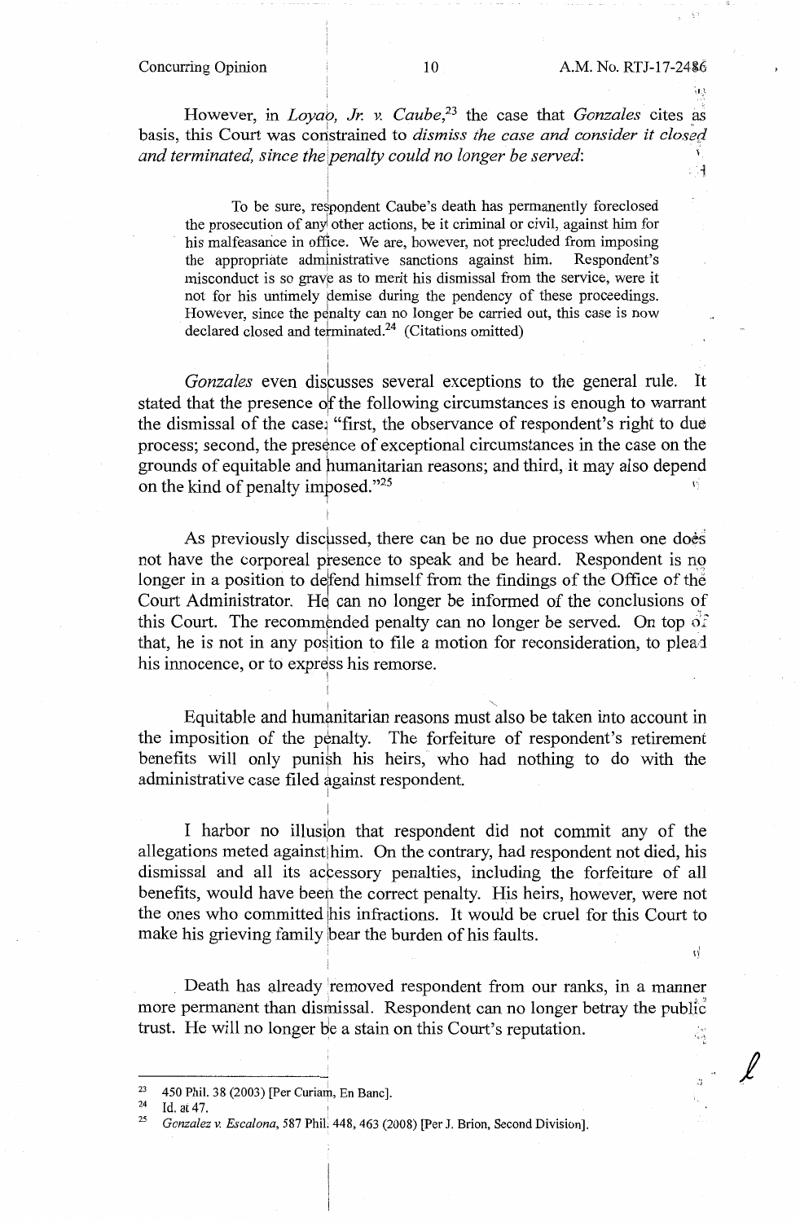However, in *Loyao, Jr. v. Caube*,[23] the case that *Gonzales* cites as basis, this Court was constrained to *dismiss the case and consider it closed and terminated, since the penalty could no longer be served*:

> To be sure, respondent Caube's death has permanently foreclosed the prosecution of any other actions, be it criminal or civil, against him for his malfeasance in office. We are, however, not precluded from imposing the appropriate administrative sanctions against him. Respondent's misconduct is so grave as to merit his dismissal from the service, were it not for his untimely demise during the pendency of these proceedings. However, since the penalty can no longer be carried out, this case is now declared closed and terminated.[24] (Citations omitted)

*Gonzales* even discusses several exceptions to the general rule. It stated that the presence of the following circumstances is enough to warrant the dismissal of the case: "first, the observance of respondent's right to due process; second, the presence of exceptional circumstances in the case on the grounds of equitable and humanitarian reasons; and third, it may also depend on the kind of penalty imposed."[25]

As previously discussed, there can be no due process when one does not have the corporeal presence to speak and be heard. Respondent is no longer in a position to defend himself from the findings of the Office of the Court Administrator. He can no longer be informed of the conclusions of this Court. The recommended penalty can no longer be served. On top of that, he is not in any position to file a motion for reconsideration, to plead his innocence, or to express his remorse.

Equitable and humanitarian reasons must also be taken into account in the imposition of the penalty. The forfeiture of respondent's retirement benefits will only punish his heirs, who had nothing to do with the administrative case filed against respondent.

I harbor no illusion that respondent did not commit any of the allegations meted against him. On the contrary, had respondent not died, his dismissal and all its accessory penalties, including the forfeiture of all benefits, would have been the correct penalty. His heirs, however, were not the ones who committed his infractions. It would be cruel for this Court to make his grieving family bear the burden of his faults.

Death has already removed respondent from our ranks, in a manner more permanent than dismissal. Respondent can no longer betray the public trust. He will no longer be a stain on this Court's reputation.

---

[23] 450 Phil. 38 (2003) [Per Curiam, En Banc].

[24] Id. at 47.

[25] *Gonzalez v. Escalona*, 587 Phil. 448, 463 (2008) [Per J. Brion, Second Division].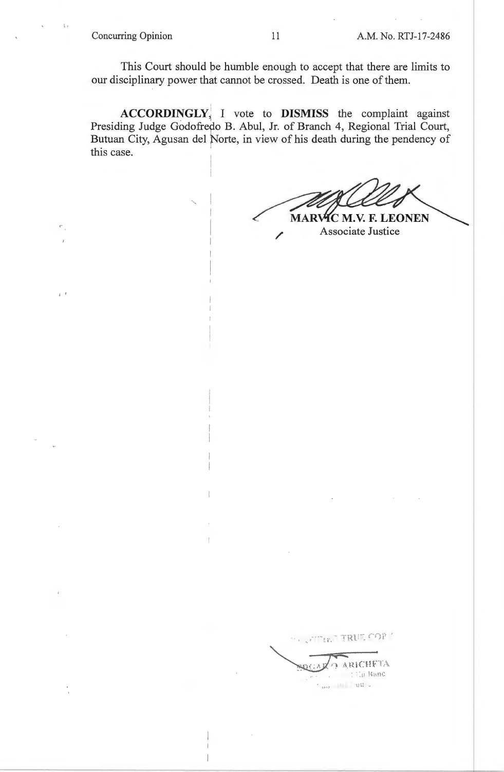This Court should be humble enough to accept that there are limits to our disciplinary power that cannot be crossed. Death is one of them.

**ACCORDINGLY**, I vote to **DISMISS** the complaint against Presiding Judge Godofredo B. Abul, Jr. of Branch 4, Regional Trial Court, Butuan City, Agusan del Norte, in view of his death during the pendency of this case.

**MARVIC M.V. F. LEONEN**
Associate Justice